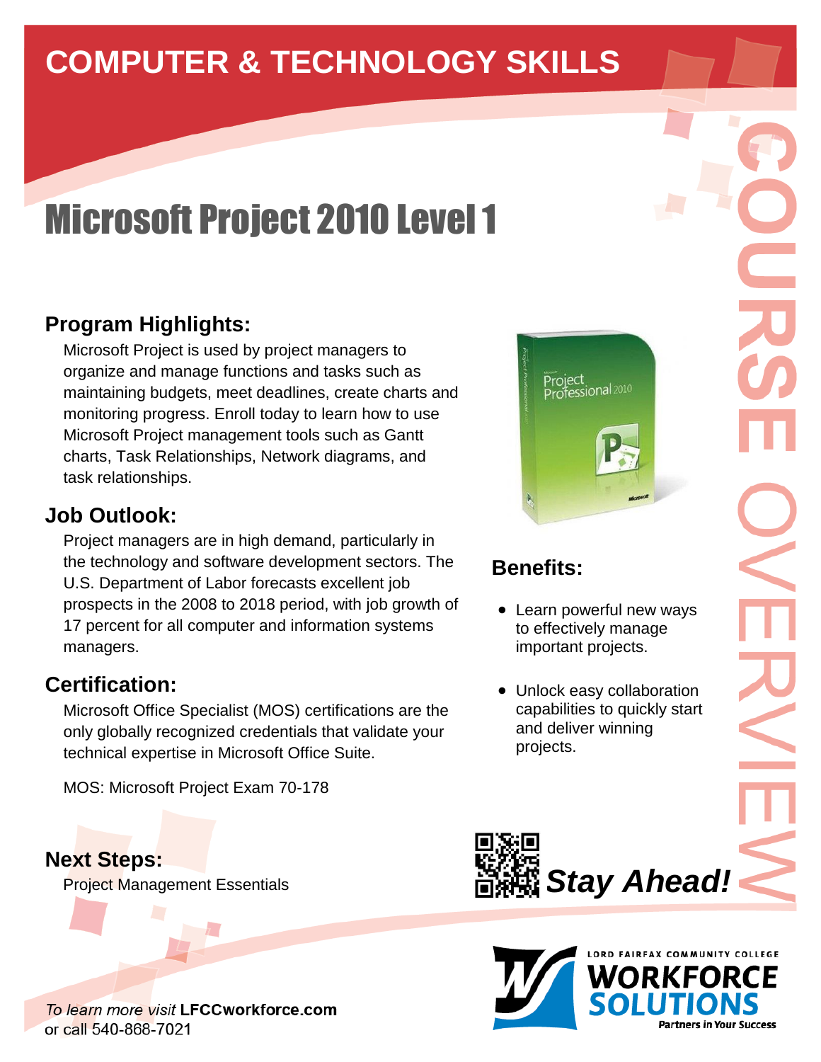# COMPUTER & TECHNOLOGY SKILLS

COURSE OVERVIEW

# Microsoft Project 2010 Level 1

## Program Highlights:

Microsoft Project is used by project managers to organize and manage functions and tasks such as maintaining budgets, meet deadlines, create charts and monitoring progress. Enroll today to learn how to use Microsoft Project management tools such as Gantt charts, Task Relationships, Network diagrams, and task relationships.

## Job Outlook:

Project managers are in high demand, particularly in the technology and software development sectors. The U.S. Department of Labor forecasts excellent job prospects in the 2008 to 2018 period, with job growth of 17 percent for all computer and information systems managers.

## Certification:

Microsoft Office Specialist (MOS) certifications are the only globally recognized credentials that validate your technical expertise in Microsoft Office Suite.

MOS: Microsoft Project Exam 70-178

## Next Steps:

Project Management Essentials

## Benefits:

- Learn powerful new ways to effectively manage important projects.
- Unlock easy collaboration capabilities to quickly start and deliver winning projects.

***Stay Ahead!***

*To learn more visit* **LFCCworkforce.com**
or call 540-868-7021

LORD FAIRFAX COMMUNITY COLLEGE
WORKFORCE SOLUTIONS
Partners in Your Success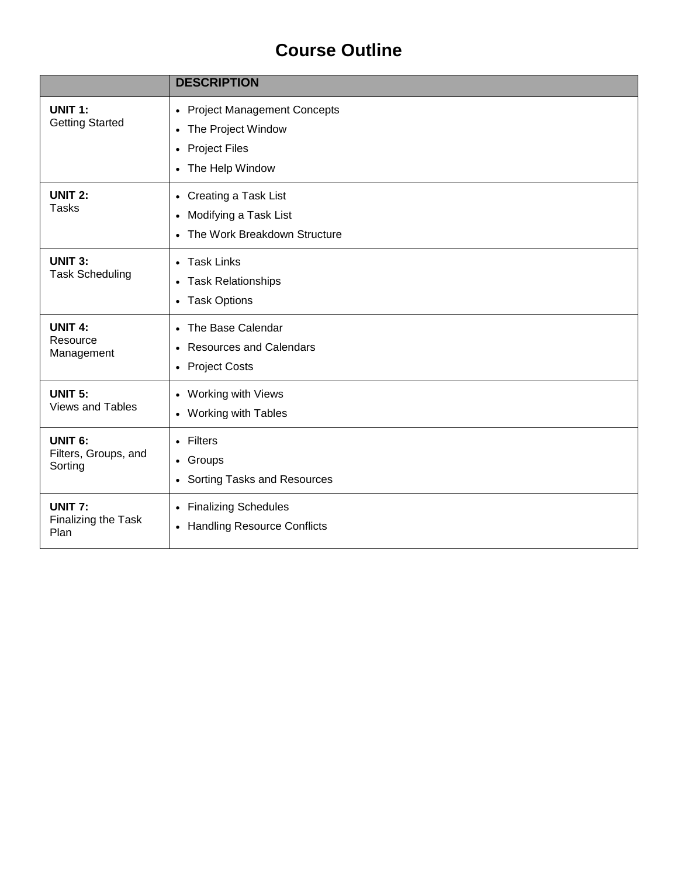# Course Outline

| | DESCRIPTION |
|---|---|
| **UNIT 1:** Getting Started | • Project Management Concepts<br>• The Project Window<br>• Project Files<br>• The Help Window |
| **UNIT 2:** Tasks | • Creating a Task List<br>• Modifying a Task List<br>• The Work Breakdown Structure |
| **UNIT 3:** Task Scheduling | • Task Links<br>• Task Relationships<br>• Task Options |
| **UNIT 4:** Resource Management | • The Base Calendar<br>• Resources and Calendars<br>• Project Costs |
| **UNIT 5:** Views and Tables | • Working with Views<br>• Working with Tables |
| **UNIT 6:** Filters, Groups, and Sorting | • Filters<br>• Groups<br>• Sorting Tasks and Resources |
| **UNIT 7:** Finalizing the Task Plan | • Finalizing Schedules<br>• Handling Resource Conflicts |